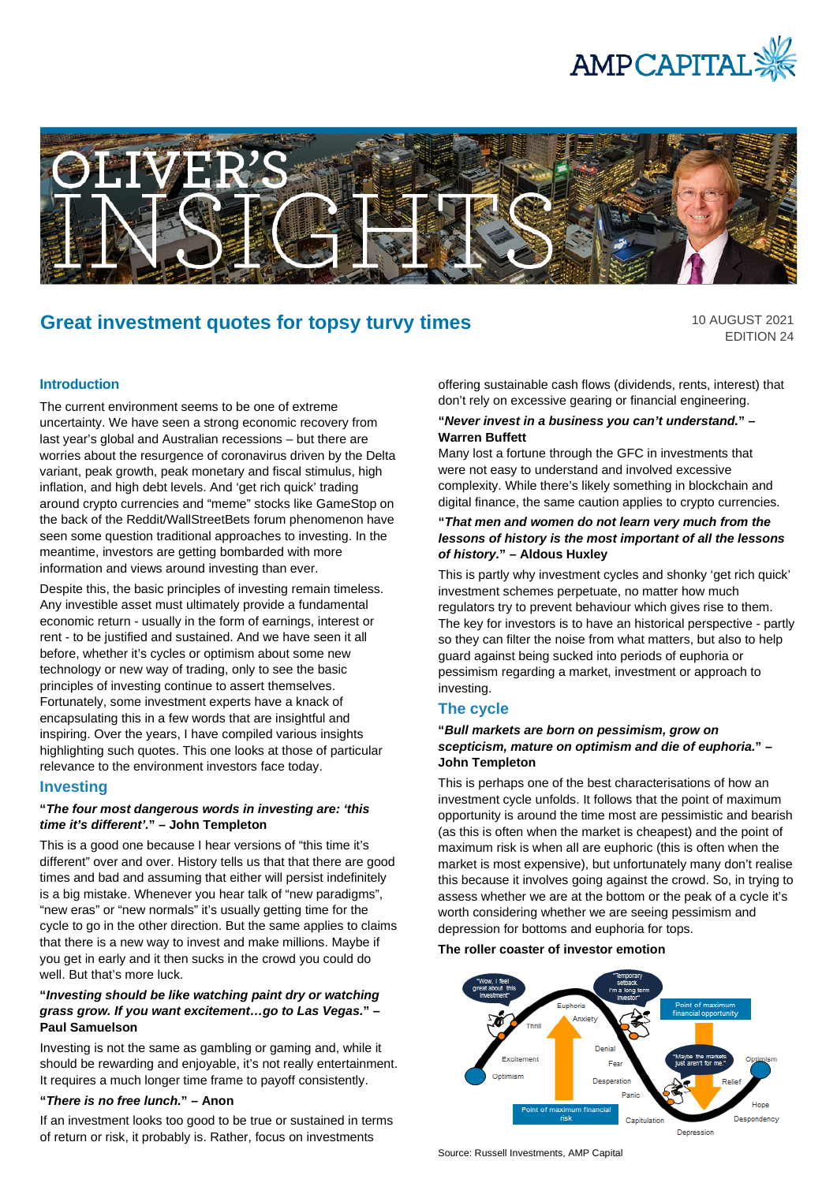# Great investment quotes for topsy turvy times

10 AUGUST 2021
EDITION 24

## Introduction

The current environment seems to be one of extreme uncertainty. We have seen a strong economic recovery from last year's global and Australian recessions – but there are worries about the resurgence of coronavirus driven by the Delta variant, peak growth, peak monetary and fiscal stimulus, high inflation, and high debt levels. And 'get rich quick' trading around crypto currencies and "meme" stocks like GameStop on the back of the Reddit/WallStreetBets forum phenomenon have seen some question traditional approaches to investing. In the meantime, investors are getting bombarded with more information and views around investing than ever.

Despite this, the basic principles of investing remain timeless. Any investible asset must ultimately provide a fundamental economic return - usually in the form of earnings, interest or rent - to be justified and sustained. And we have seen it all before, whether it's cycles or optimism about some new technology or new way of trading, only to see the basic principles of investing continue to assert themselves. Fortunately, some investment experts have a knack of encapsulating this in a few words that are insightful and inspiring. Over the years, I have compiled various insights highlighting such quotes. This one looks at those of particular relevance to the environment investors face today.

## Investing

**"*The four most dangerous words in investing are: 'this time it's different'.*" – John Templeton**

This is a good one because I hear versions of "this time it's different" over and over. History tells us that that there are good times and bad and assuming that either will persist indefinitely is a big mistake. Whenever you hear talk of "new paradigms", "new eras" or "new normals" it's usually getting time for the cycle to go in the other direction. But the same applies to claims that there is a new way to invest and make millions. Maybe if you get in early and it then sucks in the crowd you could do well. But that's more luck.

**"*Investing should be like watching paint dry or watching grass grow. If you want excitement…go to Las Vegas.*" – Paul Samuelson**

Investing is not the same as gambling or gaming and, while it should be rewarding and enjoyable, it's not really entertainment. It requires a much longer time frame to payoff consistently.

**"*There is no free lunch.*" – Anon**

If an investment looks too good to be true or sustained in terms of return or risk, it probably is. Rather, focus on investments offering sustainable cash flows (dividends, rents, interest) that don't rely on excessive gearing or financial engineering.

**"*Never invest in a business you can't understand.*" – Warren Buffett**

Many lost a fortune through the GFC in investments that were not easy to understand and involved excessive complexity. While there's likely something in blockchain and digital finance, the same caution applies to crypto currencies.

**"*That men and women do not learn very much from the lessons of history is the most important of all the lessons of history.*" – Aldous Huxley**

This is partly why investment cycles and shonky 'get rich quick' investment schemes perpetuate, no matter how much regulators try to prevent behaviour which gives rise to them. The key for investors is to have an historical perspective - partly so they can filter the noise from what matters, but also to help guard against being sucked into periods of euphoria or pessimism regarding a market, investment or approach to investing.

## The cycle

**"*Bull markets are born on pessimism, grow on scepticism, mature on optimism and die of euphoria.*" – John Templeton**

This is perhaps one of the best characterisations of how an investment cycle unfolds. It follows that the point of maximum opportunity is around the time most are pessimistic and bearish (as this is often when the market is cheapest) and the point of maximum risk is when all are euphoric (this is often when the market is most expensive), but unfortunately many don't realise this because it involves going against the crowd. So, in trying to assess whether we are at the bottom or the peak of a cycle it's worth considering whether we are seeing pessimism and depression for bottoms and euphoria for tops.

**The roller coaster of investor emotion**

Source: Russell Investments, AMP Capital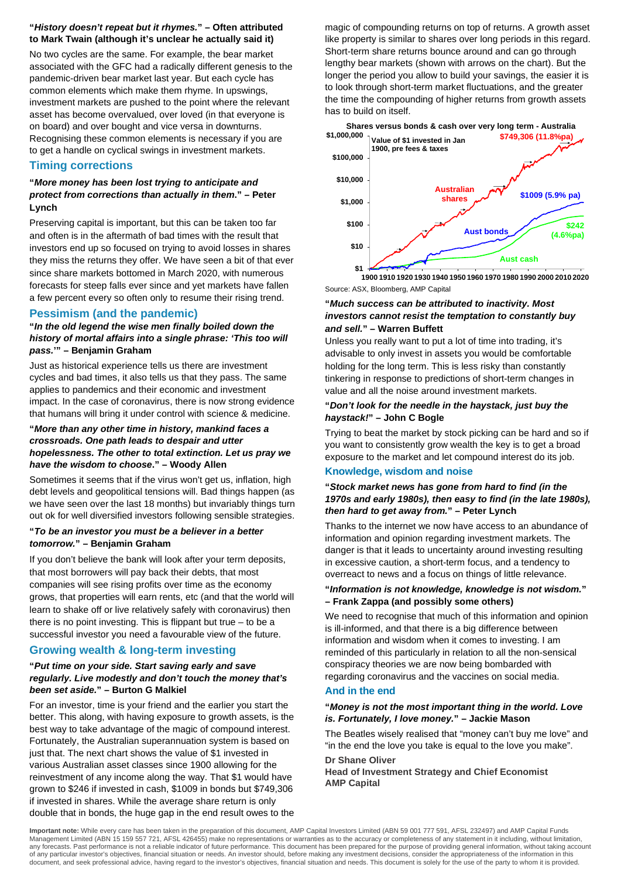**"*History doesn't repeat but it rhymes.*" – Often attributed to Mark Twain (although it's unclear he actually said it)**

No two cycles are the same. For example, the bear market associated with the GFC had a radically different genesis to the pandemic-driven bear market last year. But each cycle has common elements which make them rhyme. In upswings, investment markets are pushed to the point where the relevant asset has become overvalued, over loved (in that everyone is on board) and over bought and vice versa in downturns. Recognising these common elements is necessary if you are to get a handle on cyclical swings in investment markets.

## Timing corrections

**"*More money has been lost trying to anticipate and protect from corrections than actually in them.*" – Peter Lynch**

Preserving capital is important, but this can be taken too far and often is in the aftermath of bad times with the result that investors end up so focused on trying to avoid losses in shares they miss the returns they offer. We have seen a bit of that ever since share markets bottomed in March 2020, with numerous forecasts for steep falls ever since and yet markets have fallen a few percent every so often only to resume their rising trend.

## Pessimism (and the pandemic)

**"*In the old legend the wise men finally boiled down the history of mortal affairs into a single phrase: 'This too will pass.'*" – Benjamin Graham**

Just as historical experience tells us there are investment cycles and bad times, it also tells us that they pass. The same applies to pandemics and their economic and investment impact. In the case of coronavirus, there is now strong evidence that humans will bring it under control with science & medicine.

**"*More than any other time in history, mankind faces a crossroads. One path leads to despair and utter hopelessness. The other to total extinction. Let us pray we have the wisdom to choose.*" – Woody Allen**

Sometimes it seems that if the virus won't get us, inflation, high debt levels and geopolitical tensions will. Bad things happen (as we have seen over the last 18 months) but invariably things turn out ok for well diversified investors following sensible strategies.

**"*To be an investor you must be a believer in a better tomorrow.*" – Benjamin Graham**

If you don't believe the bank will look after your term deposits, that most borrowers will pay back their debts, that most companies will see rising profits over time as the economy grows, that properties will earn rents, etc (and that the world will learn to shake off or live relatively safely with coronavirus) then there is no point investing. This is flippant but true – to be a successful investor you need a favourable view of the future.

## Growing wealth & long-term investing

**"*Put time on your side. Start saving early and save regularly. Live modestly and don't touch the money that's been set aside.*" – Burton G Malkiel**

For an investor, time is your friend and the earlier you start the better. This along, with having exposure to growth assets, is the best way to take advantage of the magic of compound interest. Fortunately, the Australian superannuation system is based on just that. The next chart shows the value of $1 invested in various Australian asset classes since 1900 allowing for the reinvestment of any income along the way. That $1 would have grown to $246 if invested in cash, $1009 in bonds but $749,306 if invested in shares. While the average share return is only double that in bonds, the huge gap in the end result owes to the magic of compounding returns on top of returns. A growth asset like property is similar to shares over long periods in this regard. Short-term share returns bounce around and can go through lengthy bear markets (shown with arrows on the chart). But the longer the period you allow to build your savings, the easier it is to look through short-term market fluctuations, and the greater the time the compounding of higher returns from growth assets has to build on itself.

**Shares versus bonds & cash over very long term - Australia**

Value of $1 invested in Jan 1900, pre fees & taxes

$1,000,000
$100,000
$10,000
$1,000
$100
$10
$1

$749,306 (11.8%pa)
Australian shares
$1009 (5.9% pa)
Aust bonds
$242 (4.6%pa)
Aust cash

1900 1910 1920 1930 1940 1950 1960 1970 1980 1990 2000 2010 2020

Source: ASX, Bloomberg, AMP Capital

**"*Much success can be attributed to inactivity. Most investors cannot resist the temptation to constantly buy and sell.*" – Warren Buffett**

Unless you really want to put a lot of time into trading, it's advisable to only invest in assets you would be comfortable holding for the long term. This is less risky than constantly tinkering in response to predictions of short-term changes in value and all the noise around investment markets.

**"*Don't look for the needle in the haystack, just buy the haystack!*" – John C Bogle**

Trying to beat the market by stock picking can be hard and so if you want to consistently grow wealth the key is to get a broad exposure to the market and let compound interest do its job.

## Knowledge, wisdom and noise

**"*Stock market news has gone from hard to find (in the 1970s and early 1980s), then easy to find (in the late 1980s), then hard to get away from.*" – Peter Lynch**

Thanks to the internet we now have access to an abundance of information and opinion regarding investment markets. The danger is that it leads to uncertainty around investing resulting in excessive caution, a short-term focus, and a tendency to overreact to news and a focus on things of little relevance.

**"*Information is not knowledge, knowledge is not wisdom.*" – Frank Zappa (and possibly some others)**

We need to recognise that much of this information and opinion is ill-informed, and that there is a big difference between information and wisdom when it comes to investing. I am reminded of this particularly in relation to all the non-sensical conspiracy theories we are now being bombarded with regarding coronavirus and the vaccines on social media.

## And in the end

**"*Money is not the most important thing in the world. Love is. Fortunately, I love money.*" – Jackie Mason**

The Beatles wisely realised that "money can't buy me love" and "in the end the love you take is equal to the love you make".

**Dr Shane Oliver**
**Head of Investment Strategy and Chief Economist**
**AMP Capital**

**Important note:** While every care has been taken in the preparation of this document, AMP Capital Investors Limited (ABN 59 001 777 591, AFSL 232497) and AMP Capital Funds Management Limited (ABN 15 159 557 721, AFSL 426455) make no representations or warranties as to the accuracy or completeness of any statement in it including, without limitation, any forecasts. Past performance is not a reliable indicator of future performance. This document has been prepared for the purpose of providing general information, without taking account of any particular investor's objectives, financial situation or needs. An investor should, before making any investment decisions, consider the appropriateness of the information in this document, and seek professional advice, having regard to the investor's objectives, financial situation and needs. This document is solely for the use of the party to whom it is provided.